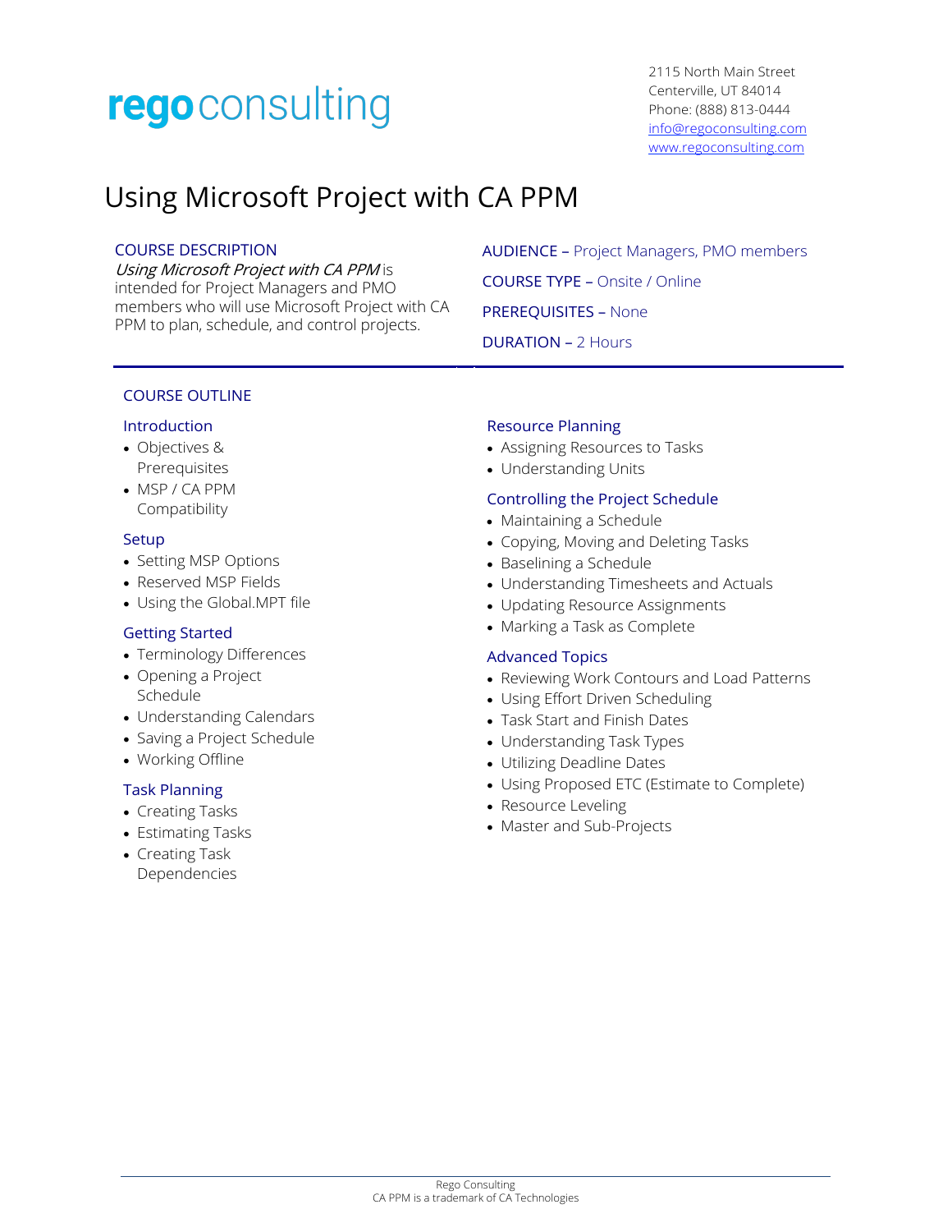**rego**consulting

2115 North Main Street
Centerville, UT 84014
Phone: (888) 813-0444
info@regoconsulting.com
www.regoconsulting.com

# Using Microsoft Project with CA PPM

## COURSE DESCRIPTION

*Using Microsoft Project with CA PPM* is intended for Project Managers and PMO members who will use Microsoft Project with CA PPM to plan, schedule, and control projects.

**AUDIENCE –** Project Managers, PMO members

**COURSE TYPE –** Onsite / Online

**PREREQUISITES –** None

**DURATION –** 2 Hours

## COURSE OUTLINE

### Introduction

- Objectives & Prerequisites
- MSP / CA PPM Compatibility

### Setup

- Setting MSP Options
- Reserved MSP Fields
- Using the Global.MPT file

### Getting Started

- Terminology Differences
- Opening a Project Schedule
- Understanding Calendars
- Saving a Project Schedule
- Working Offline

### Task Planning

- Creating Tasks
- Estimating Tasks
- Creating Task Dependencies

### Resource Planning

- Assigning Resources to Tasks
- Understanding Units

### Controlling the Project Schedule

- Maintaining a Schedule
- Copying, Moving and Deleting Tasks
- Baselining a Schedule
- Understanding Timesheets and Actuals
- Updating Resource Assignments
- Marking a Task as Complete

### Advanced Topics

- Reviewing Work Contours and Load Patterns
- Using Effort Driven Scheduling
- Task Start and Finish Dates
- Understanding Task Types
- Utilizing Deadline Dates
- Using Proposed ETC (Estimate to Complete)
- Resource Leveling
- Master and Sub-Projects

Rego Consulting
CA PPM is a trademark of CA Technologies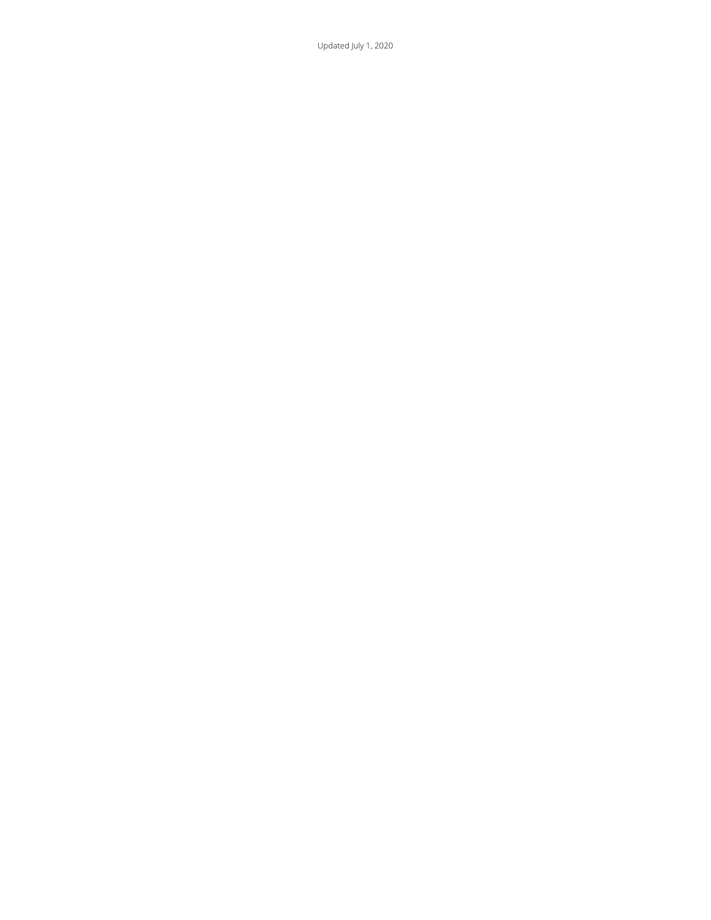Updated July 1, 2020